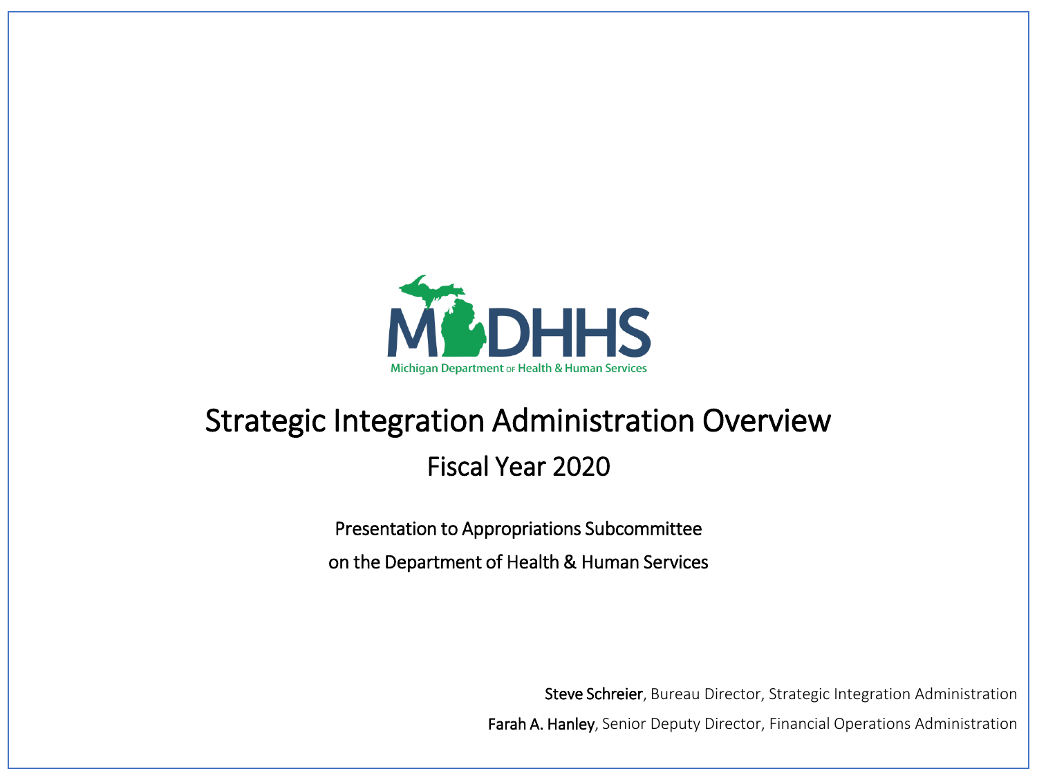MDHHS

Michigan Department of Health & Human Services

# Strategic Integration Administration Overview

## Fiscal Year 2020

Presentation to Appropriations Subcommittee

on the Department of Health & Human Services

**Steve Schreier**, Bureau Director, Strategic Integration Administration

**Farah A. Hanley**, Senior Deputy Director, Financial Operations Administration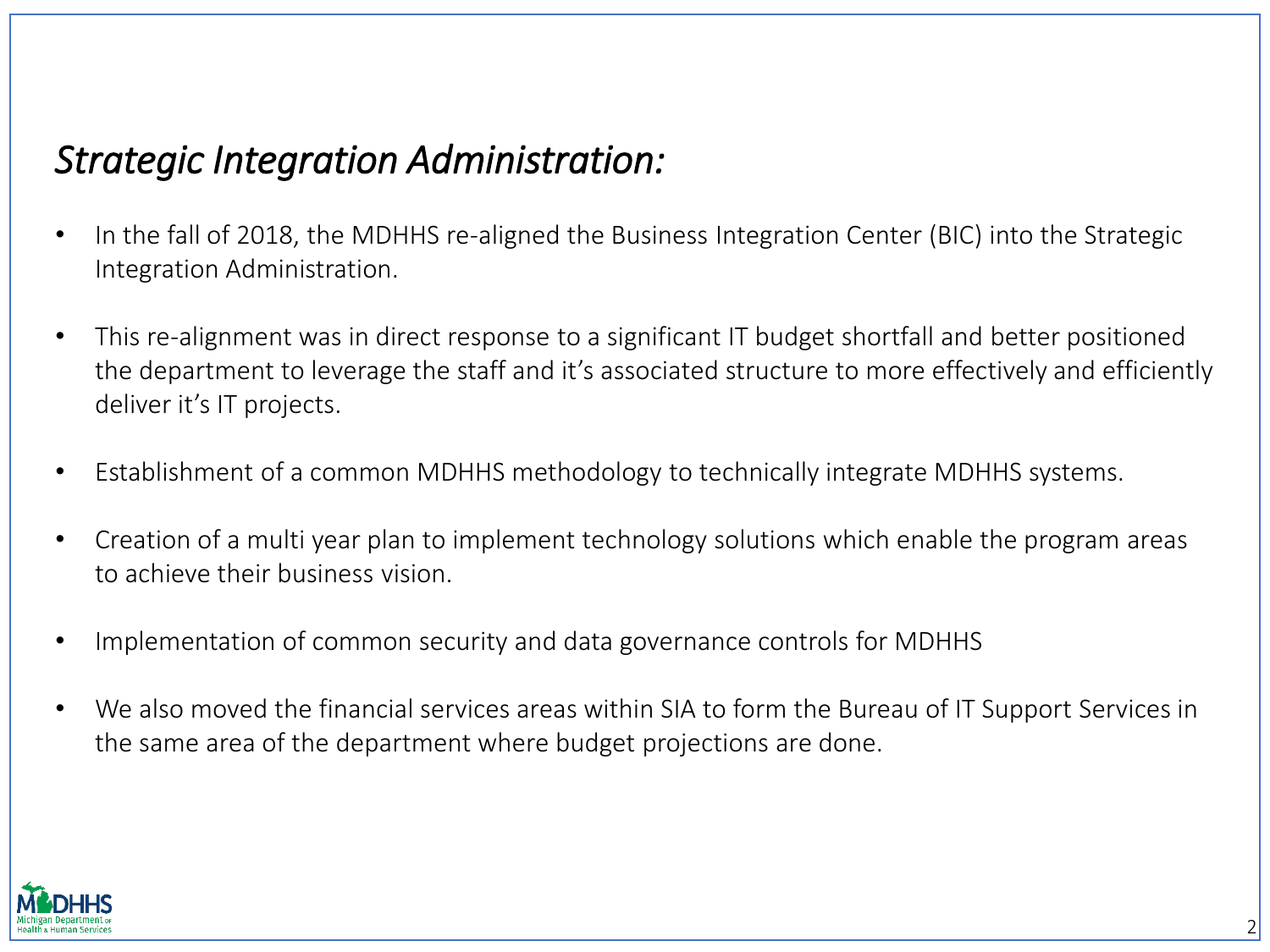## *Strategic Integration Administration:*

- In the fall of 2018, the MDHHS re-aligned the Business Integration Center (BIC) into the Strategic Integration Administration.
- This re-alignment was in direct response to a significant IT budget shortfall and better positioned the department to leverage the staff and it's associated structure to more effectively and efficiently deliver it's IT projects.
- Establishment of a common MDHHS methodology to technically integrate MDHHS systems.
- Creation of a multi year plan to implement technology solutions which enable the program areas to achieve their business vision.
- Implementation of common security and data governance controls for MDHHS
- We also moved the financial services areas within SIA to form the Bureau of IT Support Services in the same area of the department where budget projections are done.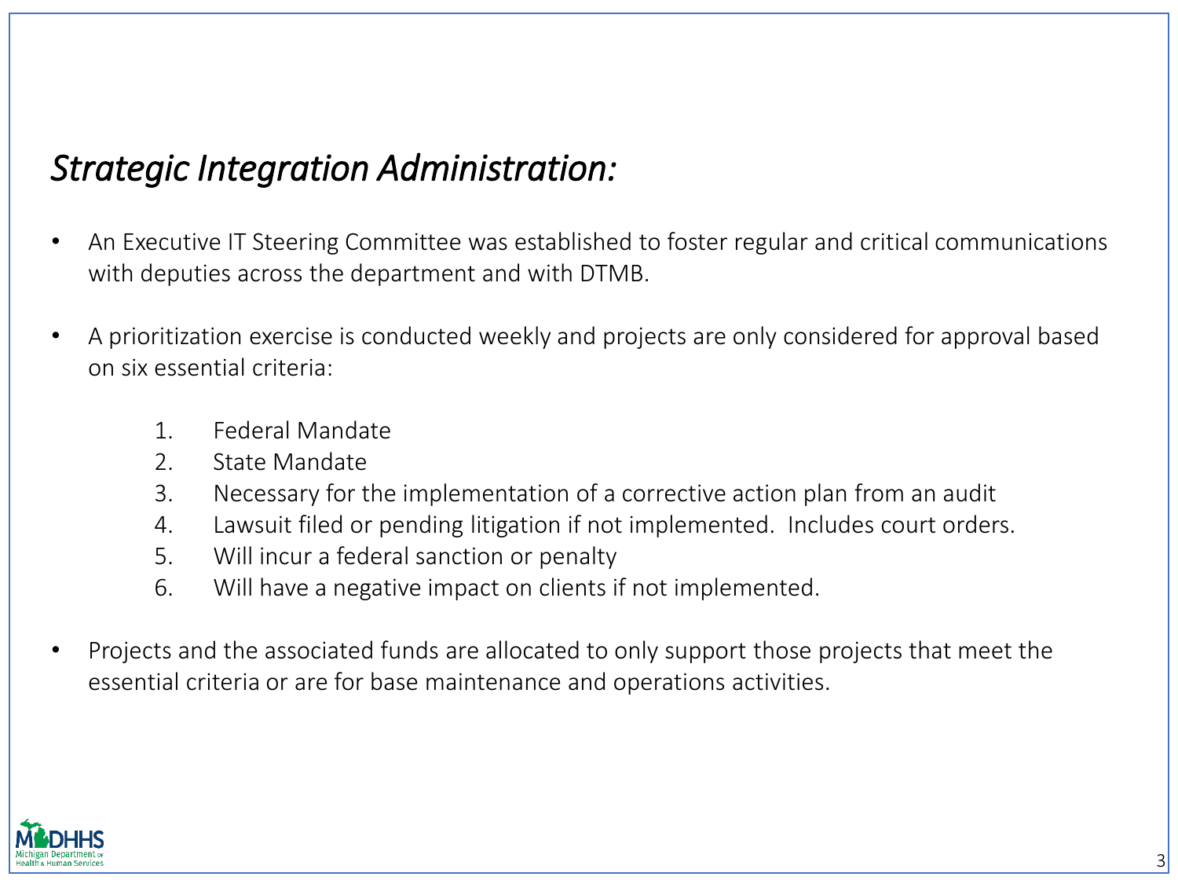## *Strategic Integration Administration:*

- An Executive IT Steering Committee was established to foster regular and critical communications with deputies across the department and with DTMB.

- A prioritization exercise is conducted weekly and projects are only considered for approval based on six essential criteria:

    1. Federal Mandate
    2. State Mandate
    3. Necessary for the implementation of a corrective action plan from an audit
    4. Lawsuit filed or pending litigation if not implemented. Includes court orders.
    5. Will incur a federal sanction or penalty
    6. Will have a negative impact on clients if not implemented.

- Projects and the associated funds are allocated to only support those projects that meet the essential criteria or are for base maintenance and operations activities.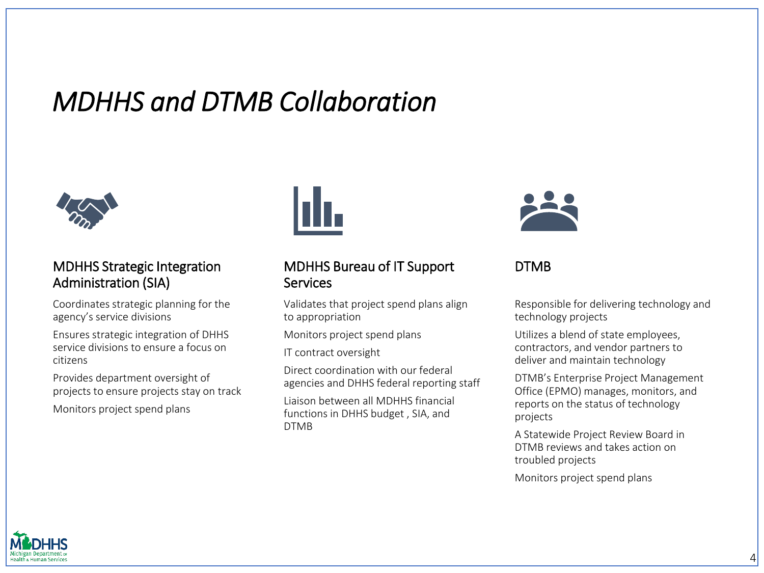# *MDHHS and DTMB Collaboration*

## MDHHS Strategic Integration Administration (SIA)

- Coordinates strategic planning for the agency's service divisions
- Ensures strategic integration of DHHS service divisions to ensure a focus on citizens
- Provides department oversight of projects to ensure projects stay on track
- Monitors project spend plans

## MDHHS Bureau of IT Support Services

- Validates that project spend plans align to appropriation
- Monitors project spend plans
- IT contract oversight
- Direct coordination with our federal agencies and DHHS federal reporting staff
- Liaison between all MDHHS financial functions in DHHS budget , SIA, and DTMB

## DTMB

- Responsible for delivering technology and technology projects
- Utilizes a blend of state employees, contractors, and vendor partners to deliver and maintain technology
- DTMB's Enterprise Project Management Office (EPMO) manages, monitors, and reports on the status of technology projects
- A Statewide Project Review Board in DTMB reviews and takes action on troubled projects
- Monitors project spend plans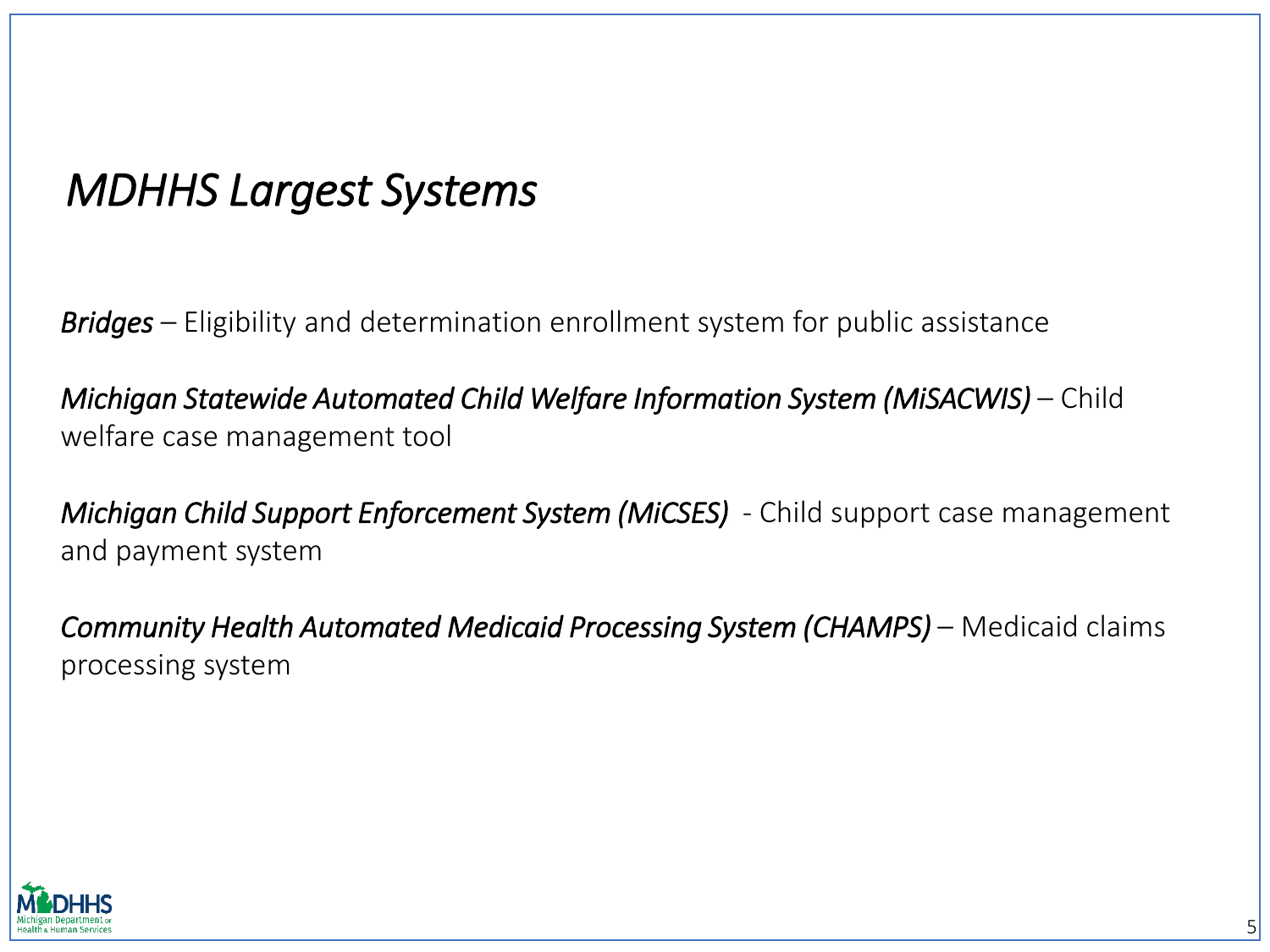# *MDHHS Largest Systems*

***Bridges*** – Eligibility and determination enrollment system for public assistance

*Michigan Statewide Automated Child Welfare Information System (MiSACWIS)* – Child welfare case management tool

*Michigan Child Support Enforcement System (MiCSES)* - Child support case management and payment system

*Community Health Automated Medicaid Processing System (CHAMPS)* – Medicaid claims processing system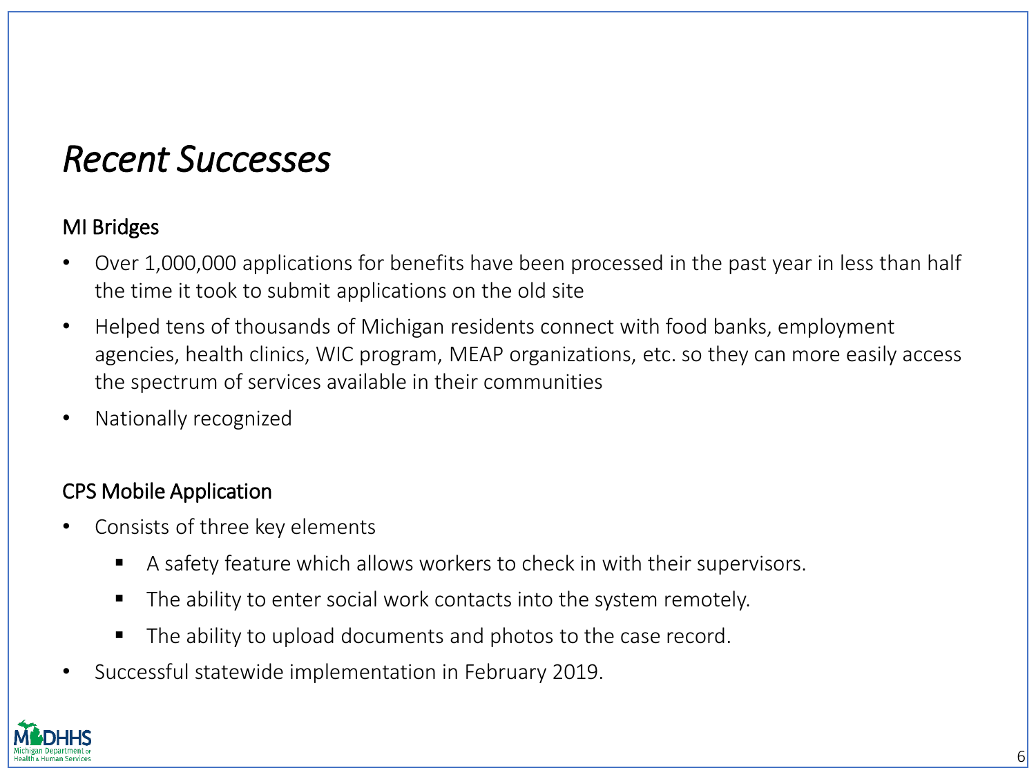# *Recent Successes*

## MI Bridges

- Over 1,000,000 applications for benefits have been processed in the past year in less than half the time it took to submit applications on the old site
- Helped tens of thousands of Michigan residents connect with food banks, employment agencies, health clinics, WIC program, MEAP organizations, etc. so they can more easily access the spectrum of services available in their communities
- Nationally recognized

## CPS Mobile Application

- Consists of three key elements
  - A safety feature which allows workers to check in with their supervisors.
  - The ability to enter social work contacts into the system remotely.
  - The ability to upload documents and photos to the case record.
- Successful statewide implementation in February 2019.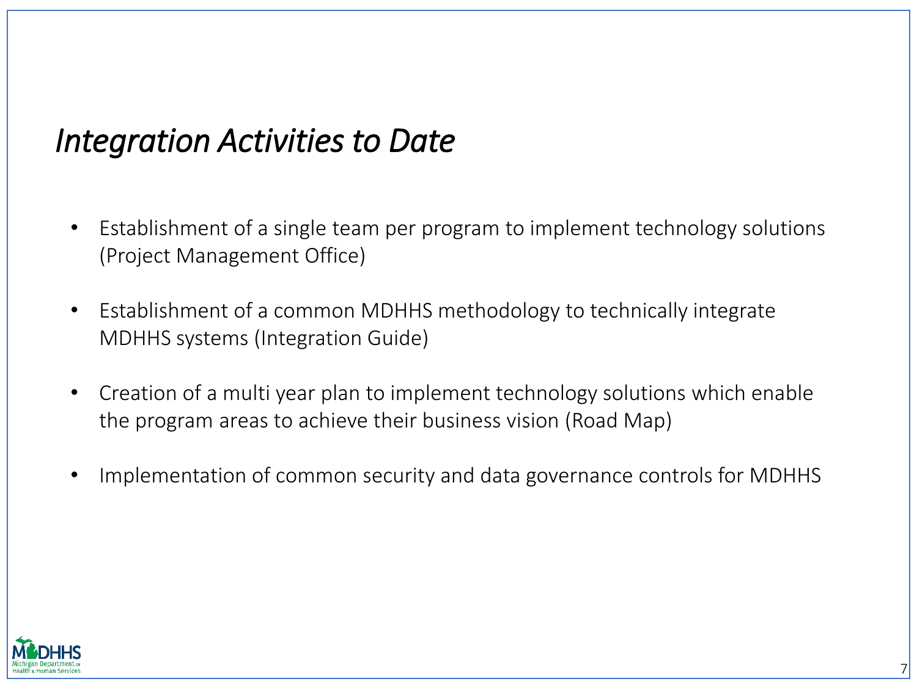# *Integration Activities to Date*

- Establishment of a single team per program to implement technology solutions (Project Management Office)
- Establishment of a common MDHHS methodology to technically integrate MDHHS systems (Integration Guide)
- Creation of a multi year plan to implement technology solutions which enable the program areas to achieve their business vision (Road Map)
- Implementation of common security and data governance controls for MDHHS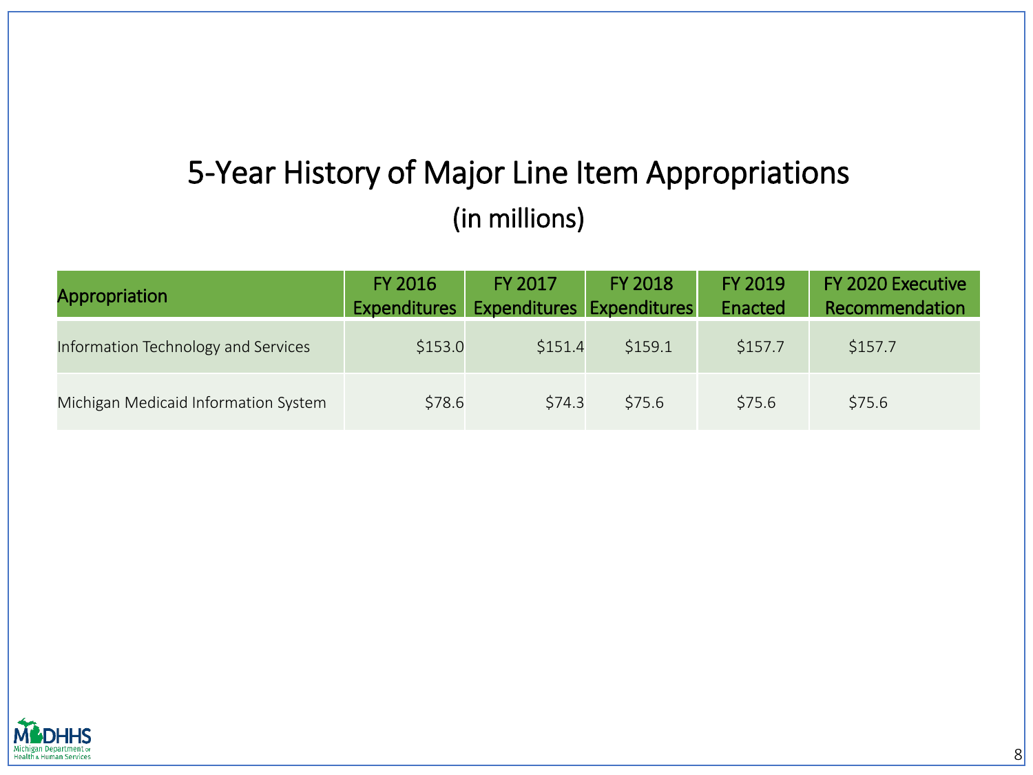# 5-Year History of Major Line Item Appropriations

## (in millions)

| Appropriation | FY 2016 Expenditures | FY 2017 Expenditures | FY 2018 Expenditures | FY 2019 Enacted | FY 2020 Executive Recommendation |
|---|---|---|---|---|---|
| Information Technology and Services | $153.0 | $151.4 | $159.1 | $157.7 | $157.7 |
| Michigan Medicaid Information System | $78.6 | $74.3 | $75.6 | $75.6 | $75.6 |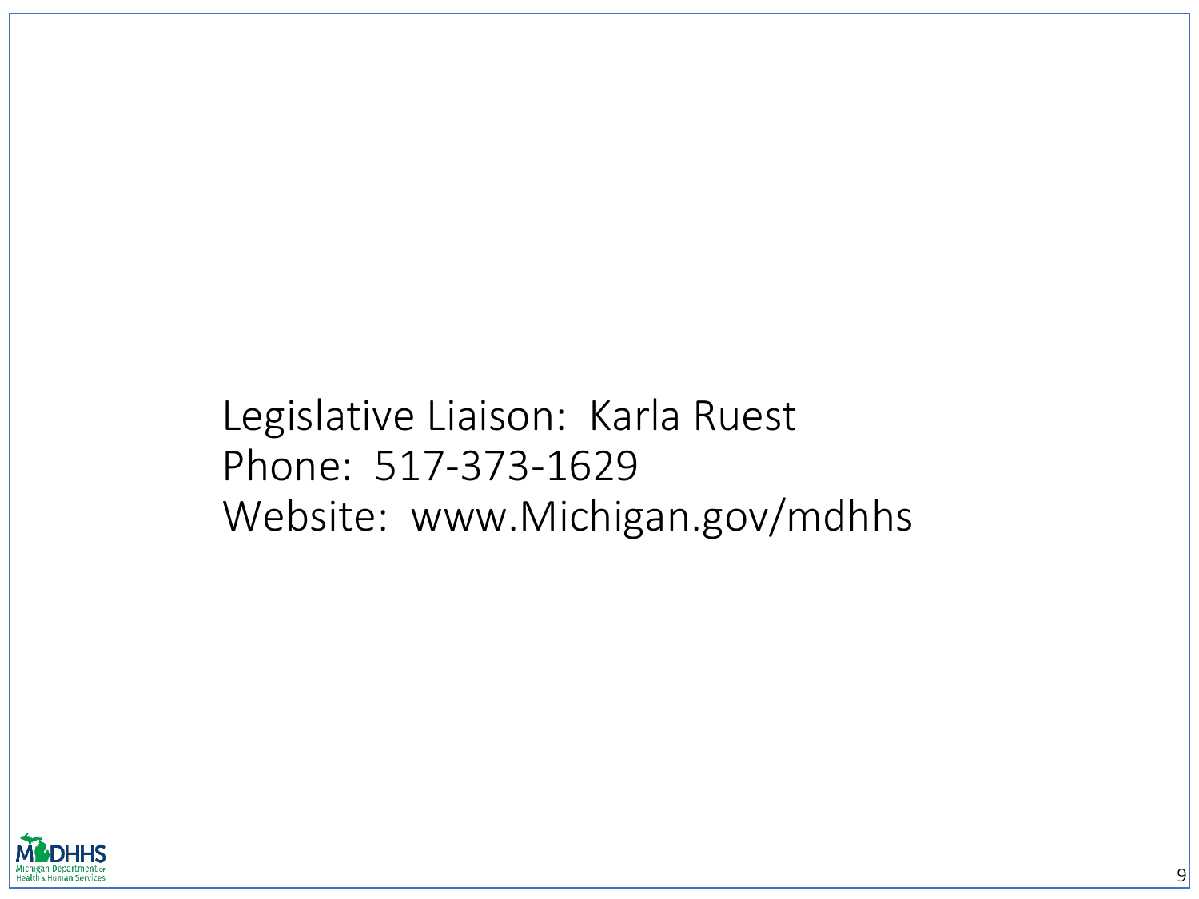Legislative Liaison:  Karla Ruest
Phone:  517-373-1629
Website:  www.Michigan.gov/mdhhs